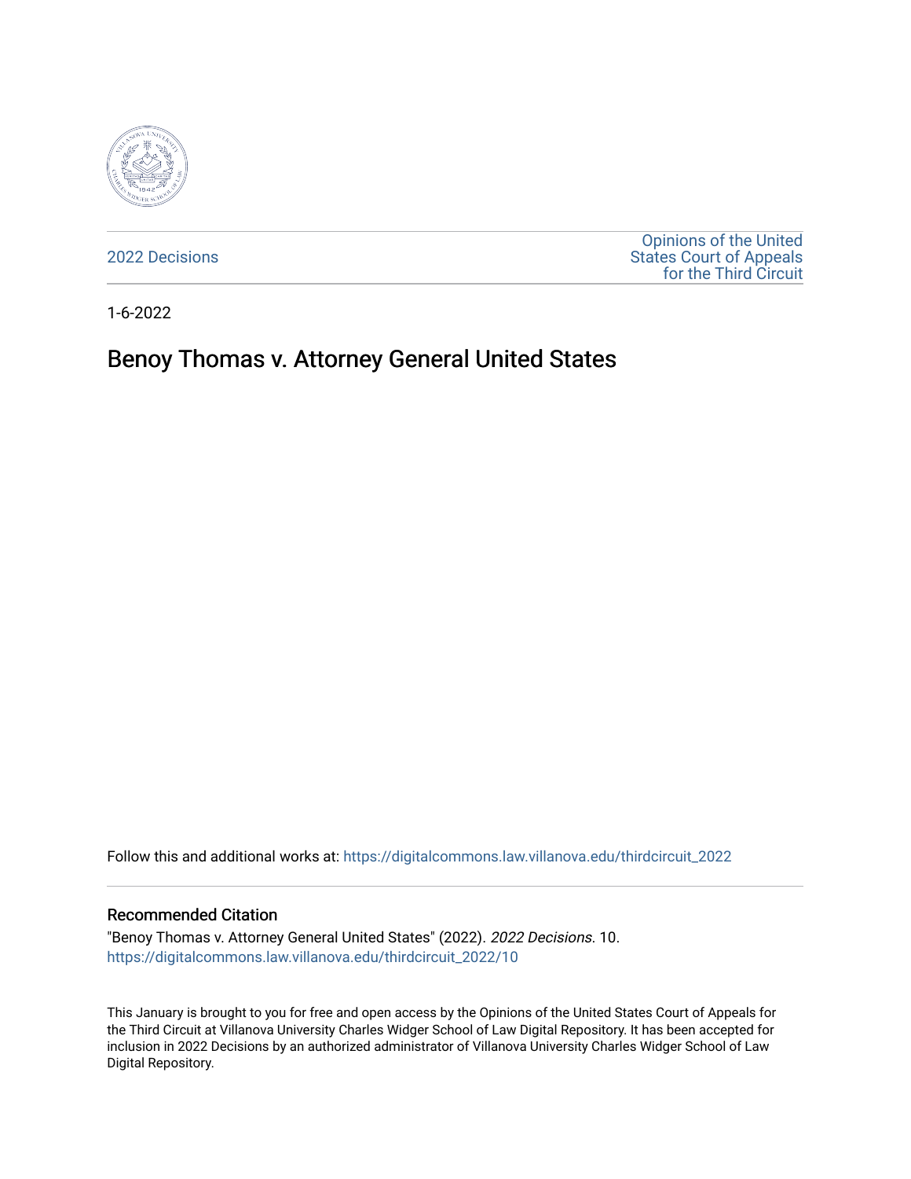2022 Decisions

Opinions of the United States Court of Appeals for the Third Circuit

1-6-2022

# Benoy Thomas v. Attorney General United States

Follow this and additional works at: https://digitalcommons.law.villanova.edu/thirdcircuit_2022

## Recommended Citation

"Benoy Thomas v. Attorney General United States" (2022). *2022 Decisions*. 10.
https://digitalcommons.law.villanova.edu/thirdcircuit_2022/10

This January is brought to you for free and open access by the Opinions of the United States Court of Appeals for the Third Circuit at Villanova University Charles Widger School of Law Digital Repository. It has been accepted for inclusion in 2022 Decisions by an authorized administrator of Villanova University Charles Widger School of Law Digital Repository.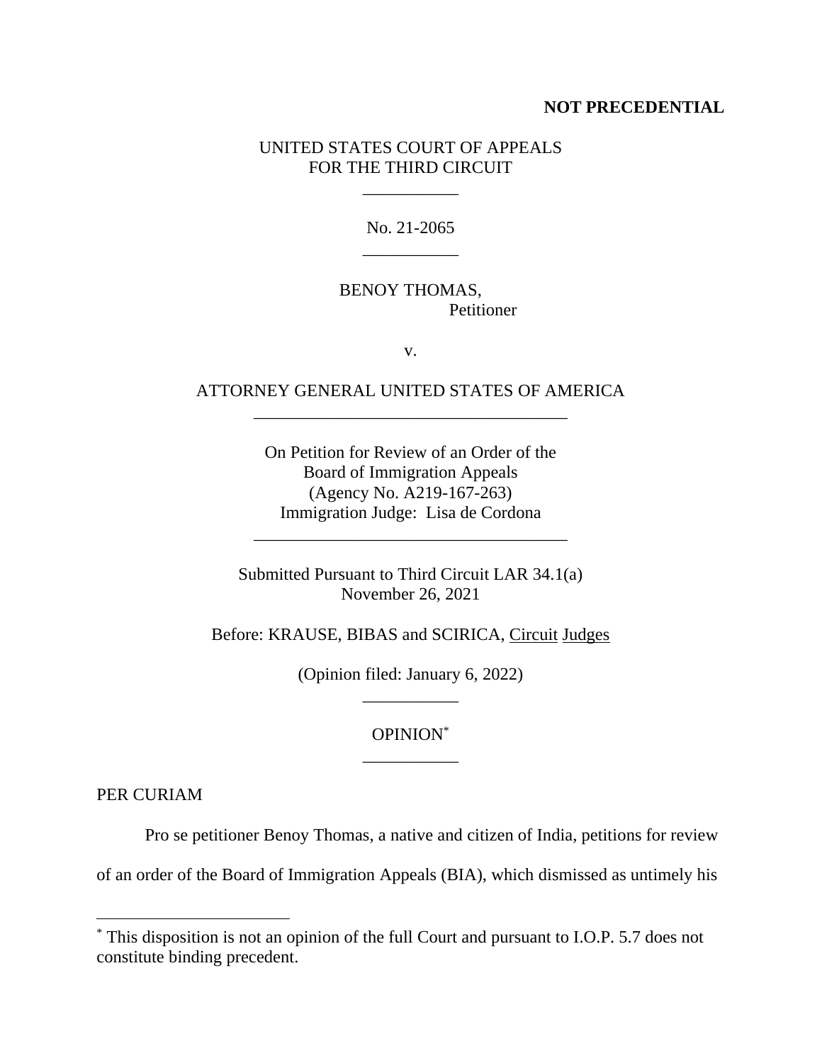**NOT PRECEDENTIAL**

UNITED STATES COURT OF APPEALS
FOR THE THIRD CIRCUIT

\_\_\_\_\_\_\_\_\_\_\_

No. 21-2065

\_\_\_\_\_\_\_\_\_\_\_

BENOY THOMAS,
Petitioner

v.

ATTORNEY GENERAL UNITED STATES OF AMERICA

\_\_\_\_\_\_\_\_\_\_\_\_\_\_\_\_\_\_\_\_\_\_\_\_\_\_\_\_\_\_\_\_\_\_\_\_

On Petition for Review of an Order of the
Board of Immigration Appeals
(Agency No. A219-167-263)
Immigration Judge: Lisa de Cordona

\_\_\_\_\_\_\_\_\_\_\_\_\_\_\_\_\_\_\_\_\_\_\_\_\_\_\_\_\_\_\_\_\_\_\_\_

Submitted Pursuant to Third Circuit LAR 34.1(a)
November 26, 2021

Before: KRAUSE, BIBAS and SCIRICA, Circuit Judges

(Opinion filed: January 6, 2022)

\_\_\_\_\_\_\_\_\_\_\_

OPINION*

\_\_\_\_\_\_\_\_\_\_\_

PER CURIAM

Pro se petitioner Benoy Thomas, a native and citizen of India, petitions for review of an order of the Board of Immigration Appeals (BIA), which dismissed as untimely his

* This disposition is not an opinion of the full Court and pursuant to I.O.P. 5.7 does not constitute binding precedent.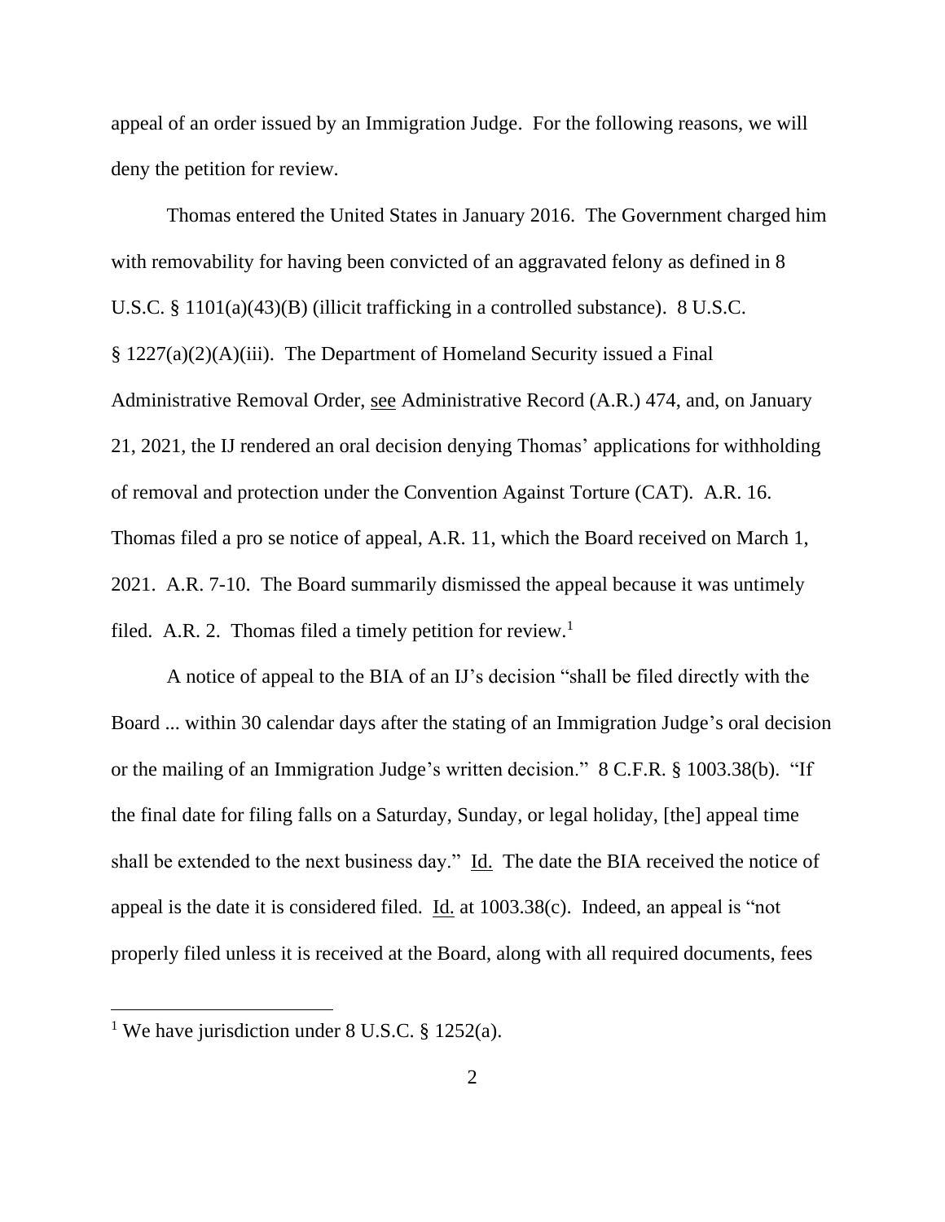appeal of an order issued by an Immigration Judge. For the following reasons, we will deny the petition for review.

Thomas entered the United States in January 2016. The Government charged him with removability for having been convicted of an aggravated felony as defined in 8 U.S.C. § 1101(a)(43)(B) (illicit trafficking in a controlled substance). 8 U.S.C. § 1227(a)(2)(A)(iii). The Department of Homeland Security issued a Final Administrative Removal Order, see Administrative Record (A.R.) 474, and, on January 21, 2021, the IJ rendered an oral decision denying Thomas' applications for withholding of removal and protection under the Convention Against Torture (CAT). A.R. 16. Thomas filed a pro se notice of appeal, A.R. 11, which the Board received on March 1, 2021. A.R. 7-10. The Board summarily dismissed the appeal because it was untimely filed. A.R. 2. Thomas filed a timely petition for review.[1]

A notice of appeal to the BIA of an IJ's decision "shall be filed directly with the Board ... within 30 calendar days after the stating of an Immigration Judge's oral decision or the mailing of an Immigration Judge's written decision." 8 C.F.R. § 1003.38(b). "If the final date for filing falls on a Saturday, Sunday, or legal holiday, [the] appeal time shall be extended to the next business day." Id. The date the BIA received the notice of appeal is the date it is considered filed. Id. at 1003.38(c). Indeed, an appeal is "not properly filed unless it is received at the Board, along with all required documents, fees

[1] We have jurisdiction under 8 U.S.C. § 1252(a).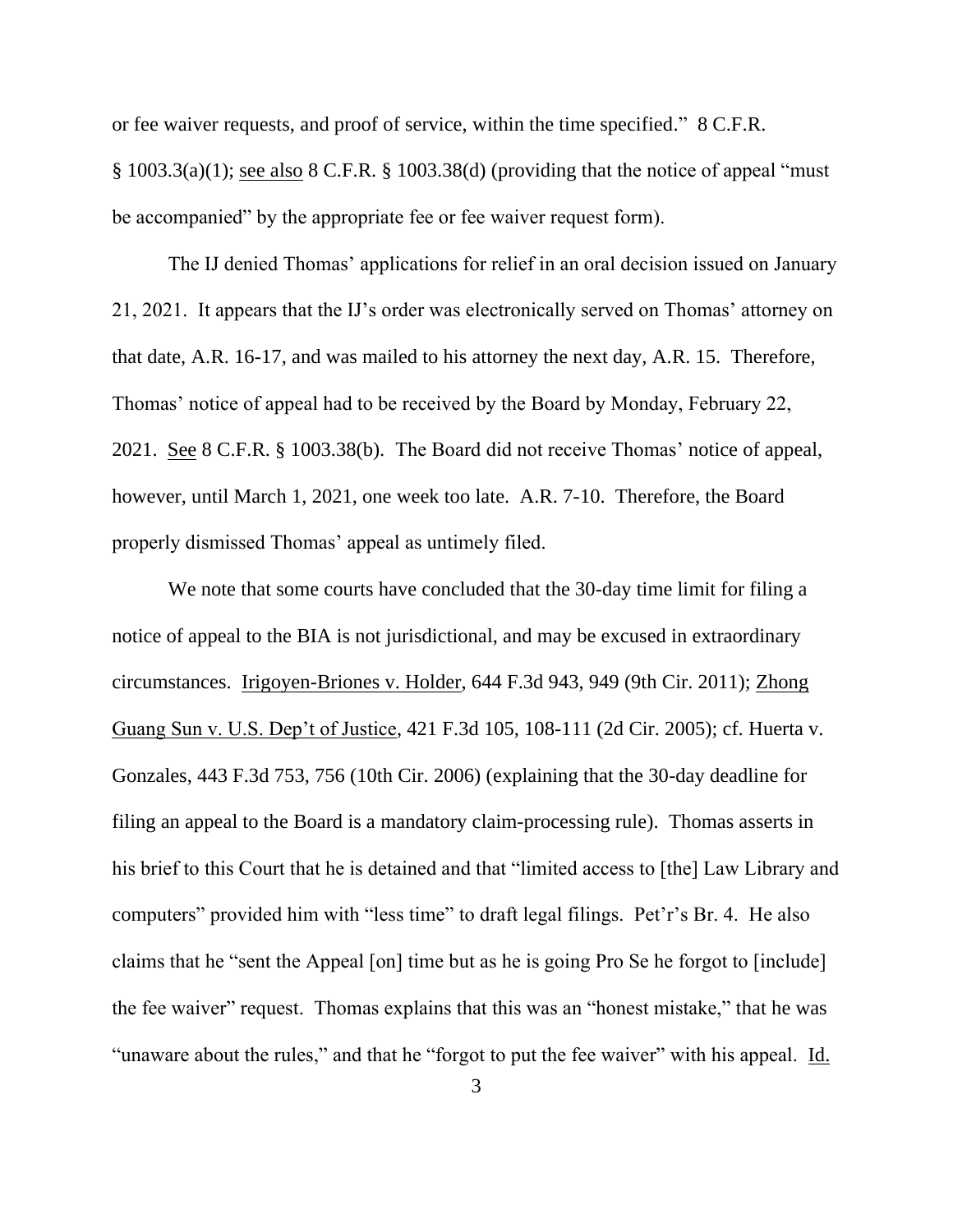or fee waiver requests, and proof of service, within the time specified." 8 C.F.R. § 1003.3(a)(1); see also 8 C.F.R. § 1003.38(d) (providing that the notice of appeal "must be accompanied" by the appropriate fee or fee waiver request form).

The IJ denied Thomas' applications for relief in an oral decision issued on January 21, 2021. It appears that the IJ's order was electronically served on Thomas' attorney on that date, A.R. 16-17, and was mailed to his attorney the next day, A.R. 15. Therefore, Thomas' notice of appeal had to be received by the Board by Monday, February 22, 2021. See 8 C.F.R. § 1003.38(b). The Board did not receive Thomas' notice of appeal, however, until March 1, 2021, one week too late. A.R. 7-10. Therefore, the Board properly dismissed Thomas' appeal as untimely filed.

We note that some courts have concluded that the 30-day time limit for filing a notice of appeal to the BIA is not jurisdictional, and may be excused in extraordinary circumstances. Irigoyen-Briones v. Holder, 644 F.3d 943, 949 (9th Cir. 2011); Zhong Guang Sun v. U.S. Dep't of Justice, 421 F.3d 105, 108-111 (2d Cir. 2005); cf. Huerta v. Gonzales, 443 F.3d 753, 756 (10th Cir. 2006) (explaining that the 30-day deadline for filing an appeal to the Board is a mandatory claim-processing rule). Thomas asserts in his brief to this Court that he is detained and that "limited access to [the] Law Library and computers" provided him with "less time" to draft legal filings. Pet'r's Br. 4. He also claims that he "sent the Appeal [on] time but as he is going Pro Se he forgot to [include] the fee waiver" request. Thomas explains that this was an "honest mistake," that he was "unaware about the rules," and that he "forgot to put the fee waiver" with his appeal. Id.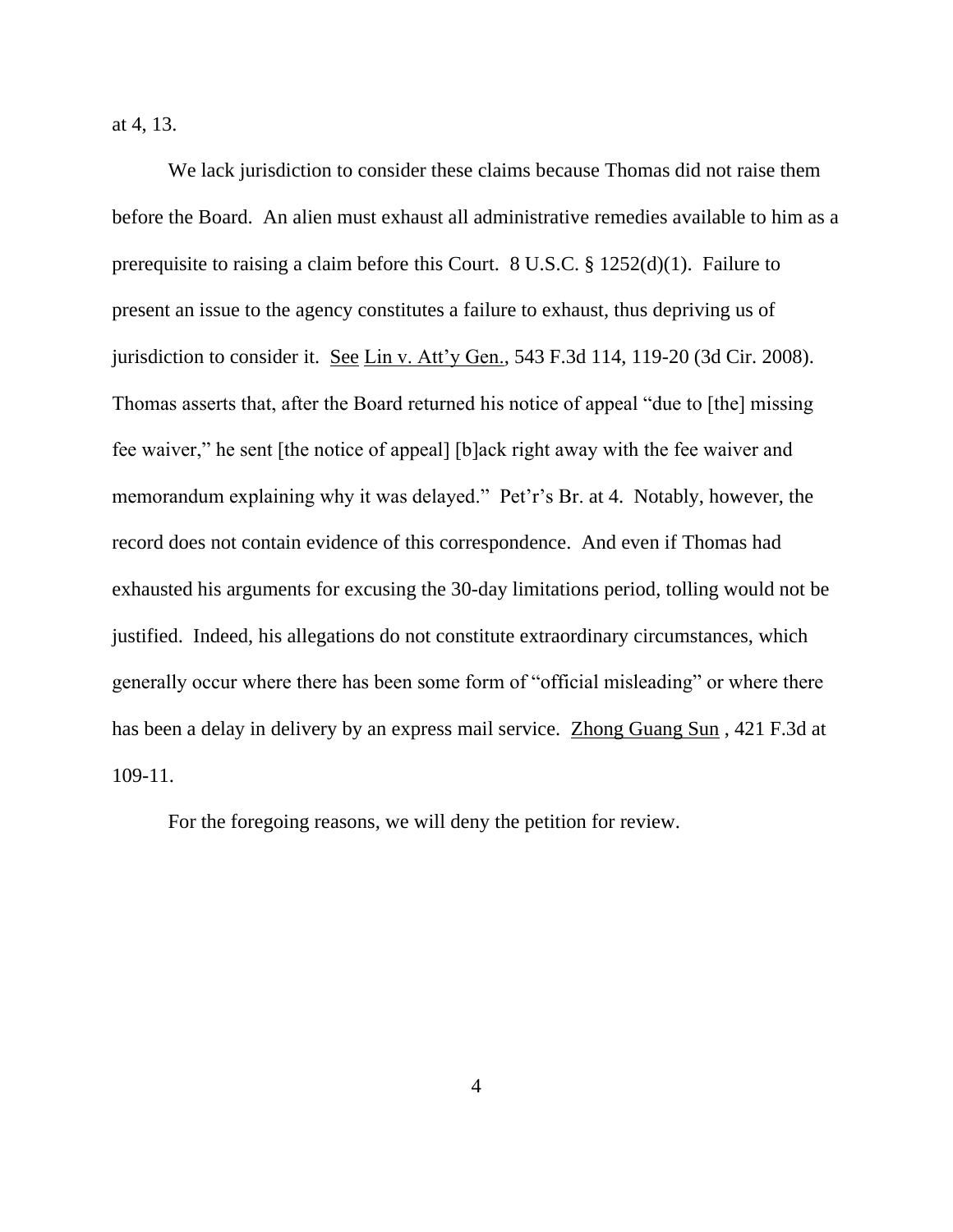at 4, 13.

We lack jurisdiction to consider these claims because Thomas did not raise them before the Board. An alien must exhaust all administrative remedies available to him as a prerequisite to raising a claim before this Court. 8 U.S.C. § 1252(d)(1). Failure to present an issue to the agency constitutes a failure to exhaust, thus depriving us of jurisdiction to consider it. See Lin v. Att'y Gen., 543 F.3d 114, 119-20 (3d Cir. 2008). Thomas asserts that, after the Board returned his notice of appeal "due to [the] missing fee waiver," he sent [the notice of appeal] [b]ack right away with the fee waiver and memorandum explaining why it was delayed." Pet'r's Br. at 4. Notably, however, the record does not contain evidence of this correspondence. And even if Thomas had exhausted his arguments for excusing the 30-day limitations period, tolling would not be justified. Indeed, his allegations do not constitute extraordinary circumstances, which generally occur where there has been some form of "official misleading" or where there has been a delay in delivery by an express mail service. Zhong Guang Sun , 421 F.3d at 109-11.

For the foregoing reasons, we will deny the petition for review.